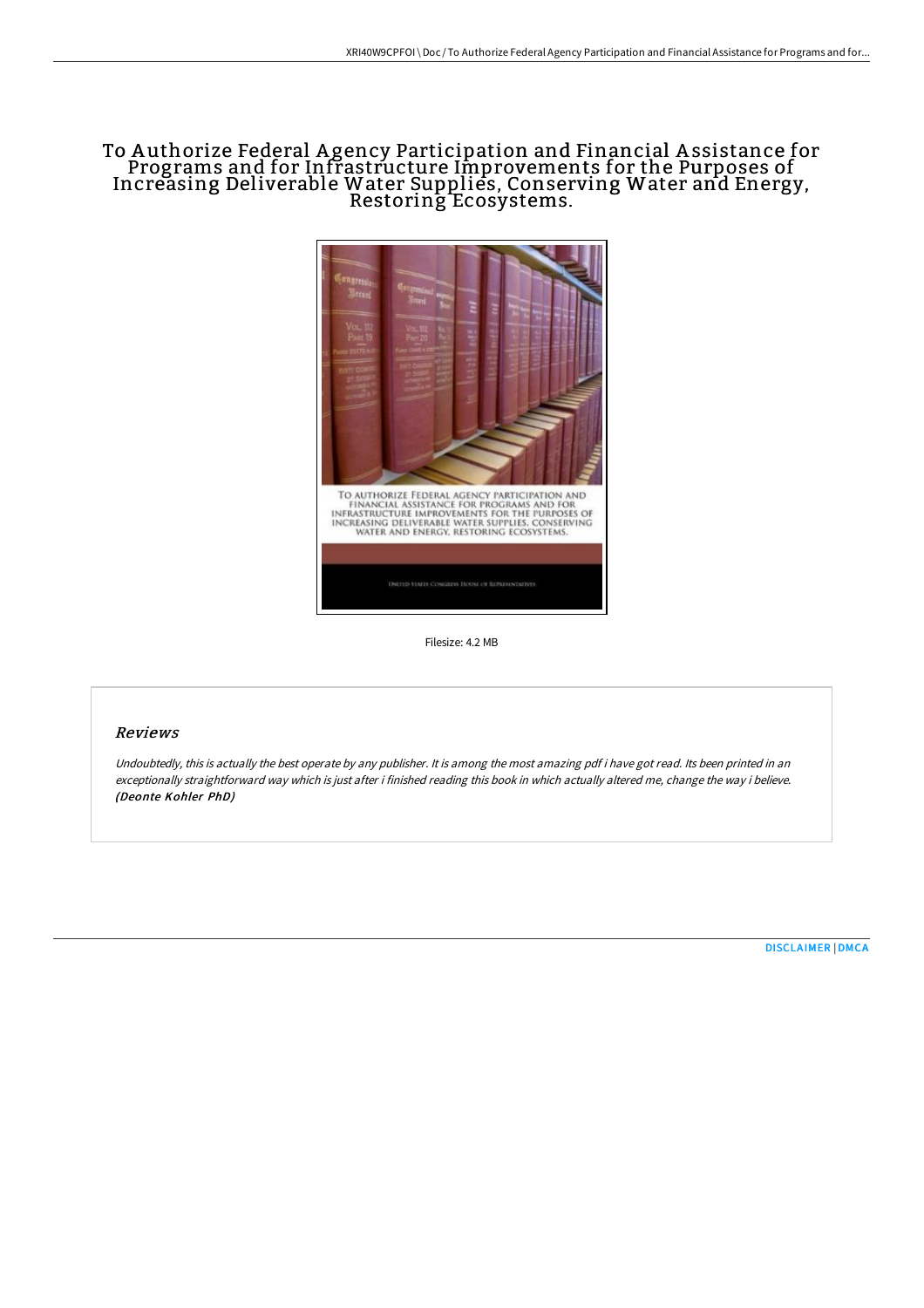# To Authorize Federal Agency Participation and Financial Assistance for Programs and for Infrastructure Improvements for the Purposes of Increasing Deliverable Water Supplies, Conserving Water and Energy, Restoring Ecosystems.

Filesize: 4.2 MB

## Reviews

*Undoubtedly, this is actually the best operate by any publisher. It is among the most amazing pdf i have got read. Its been printed in an exceptionally straightforward way which is just after i finished reading this book in which actually altered me, change the way i believe.*
***(Deonte Kohler PhD)***

DISCLAIMER | DMCA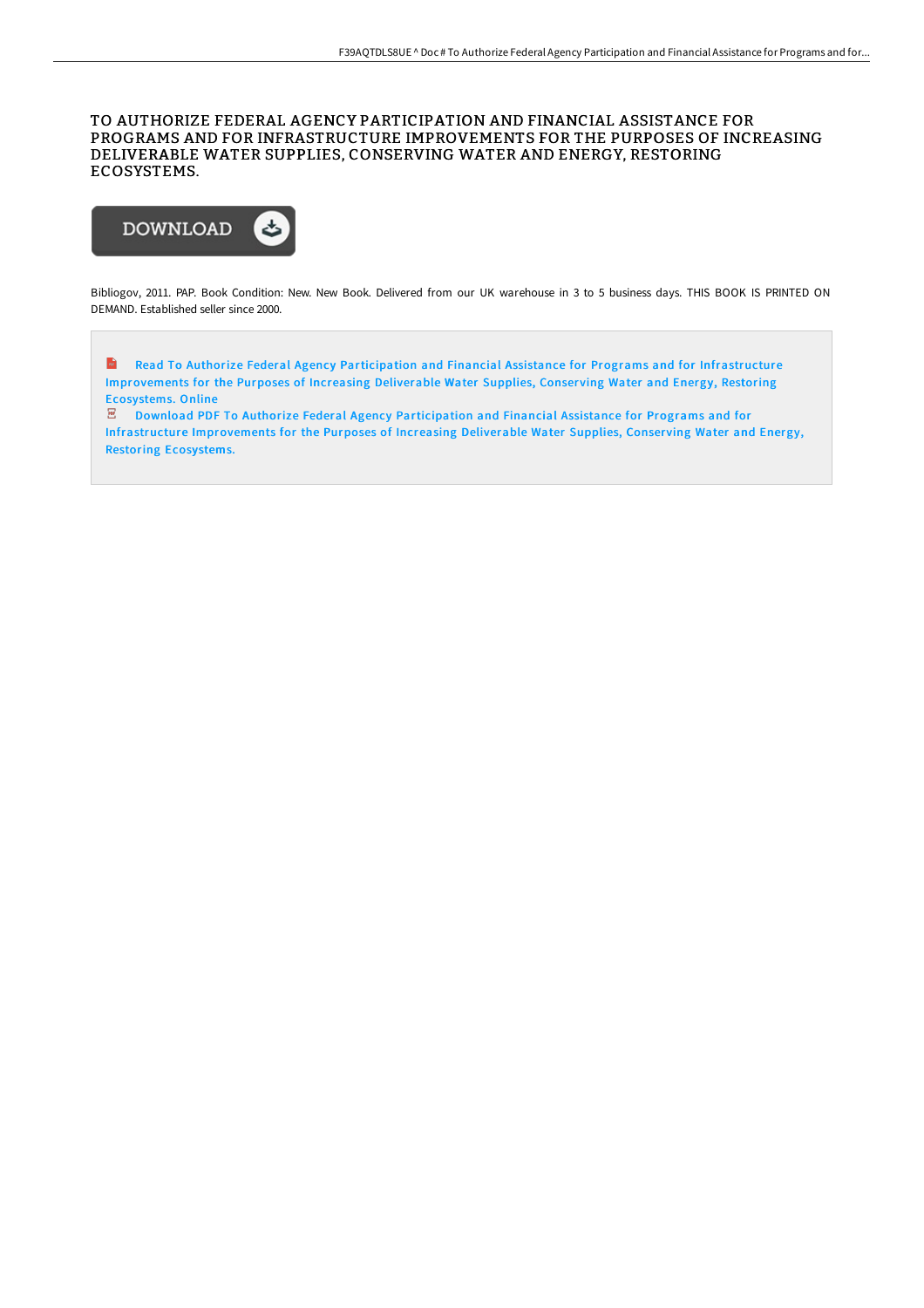# TO AUTHORIZE FEDERAL AGENCY PARTICIPATION AND FINANCIAL ASSISTANCE FOR PROGRAMS AND FOR INFRASTRUCTURE IMPROVEMENTS FOR THE PURPOSES OF INCREASING DELIVERABLE WATER SUPPLIES, CONSERVING WATER AND ENERGY, RESTORING ECOSYSTEMS.

DOWNLOAD

Bibliogov, 2011. PAP. Book Condition: New. New Book. Delivered from our UK warehouse in 3 to 5 business days. THIS BOOK IS PRINTED ON DEMAND. Established seller since 2000.

Read To Authorize Federal Agency Participation and Financial Assistance for Programs and for Infrastructure Improvements for the Purposes of Increasing Deliverable Water Supplies, Conserving Water and Energy, Restoring Ecosystems. Online

Download PDF To Authorize Federal Agency Participation and Financial Assistance for Programs and for Infrastructure Improvements for the Purposes of Increasing Deliverable Water Supplies, Conserving Water and Energy, Restoring Ecosystems.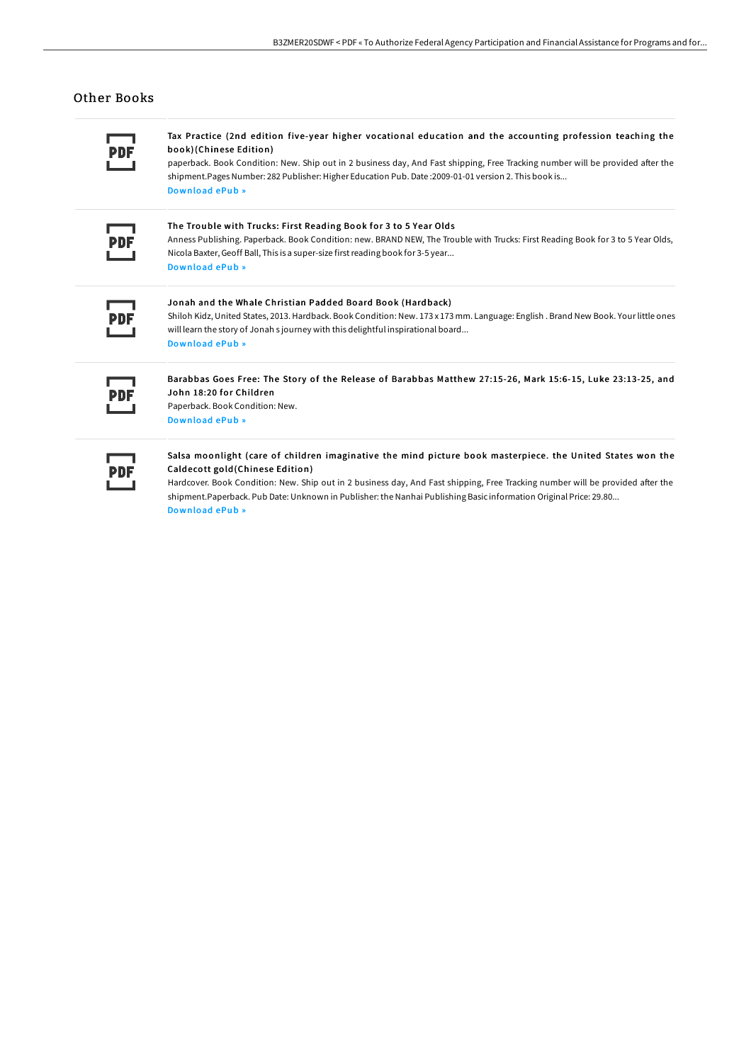## Other Books

**Tax Practice (2nd edition five-year higher vocational education and the accounting profession teaching the book)(Chinese Edition)**

paperback. Book Condition: New. Ship out in 2 business day, And Fast shipping, Free Tracking number will be provided after the shipment.Pages Number: 282 Publisher: Higher Education Pub. Date :2009-01-01 version 2. This book is...

Download ePub »

**The Trouble with Trucks: First Reading Book for 3 to 5 Year Olds**

Anness Publishing. Paperback. Book Condition: new. BRAND NEW, The Trouble with Trucks: First Reading Book for 3 to 5 Year Olds, Nicola Baxter, Geoff Ball, This is a super-size first reading book for 3-5 year...

Download ePub »

**Jonah and the Whale Christian Padded Board Book (Hardback)**

Shiloh Kidz, United States, 2013. Hardback. Book Condition: New. 173 x 173 mm. Language: English . Brand New Book. Your little ones will learn the story of Jonah s journey with this delightful inspirational board...

Download ePub »

**Barabbas Goes Free: The Story of the Release of Barabbas Matthew 27:15-26, Mark 15:6-15, Luke 23:13-25, and John 18:20 for Children**

Paperback. Book Condition: New.

Download ePub »

**Salsa moonlight (care of children imaginative the mind picture book masterpiece. the United States won the Caldecott gold(Chinese Edition)**

Hardcover. Book Condition: New. Ship out in 2 business day, And Fast shipping, Free Tracking number will be provided after the shipment.Paperback. Pub Date: Unknown in Publisher: the Nanhai Publishing Basic information Original Price: 29.80...

Download ePub »